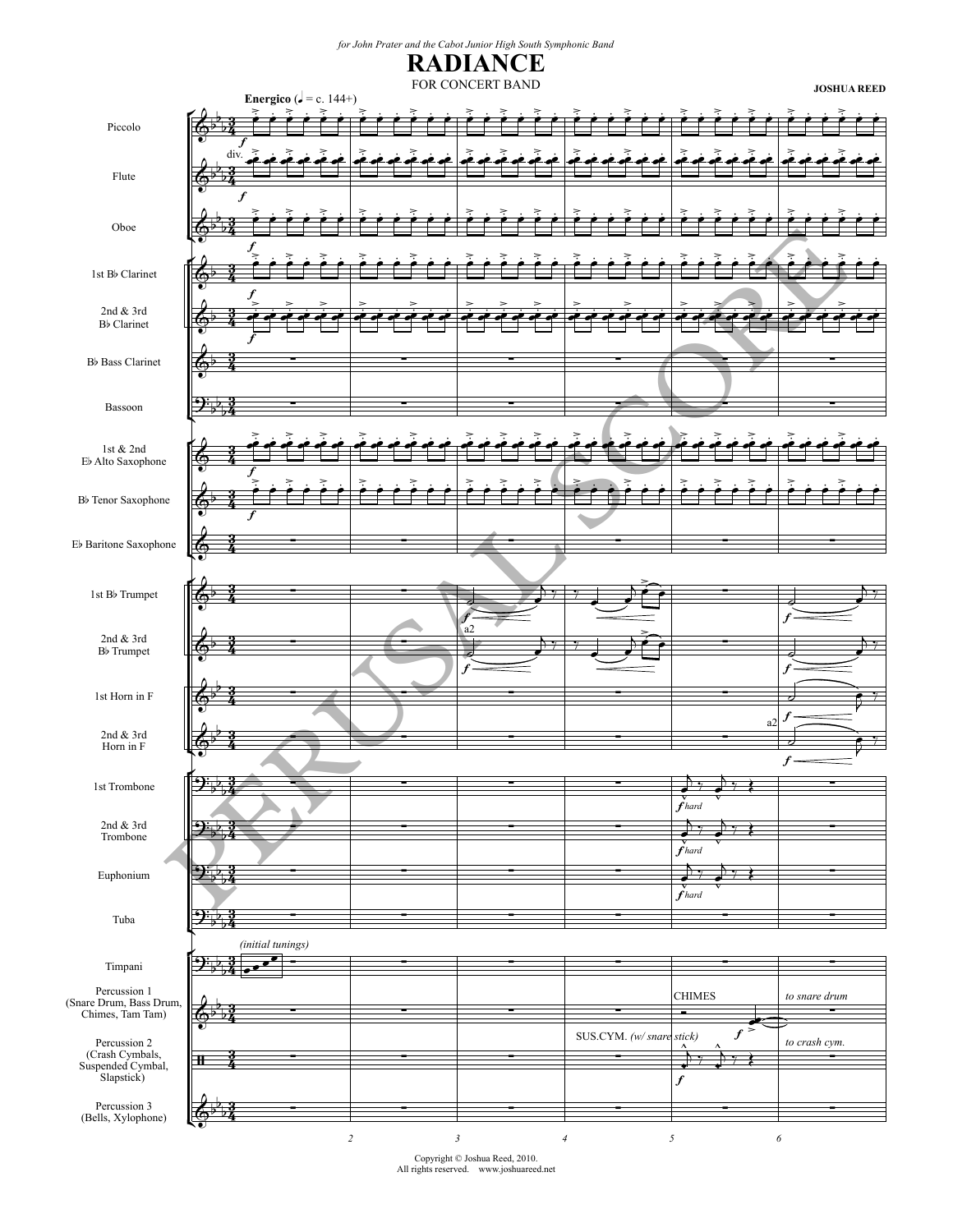*for John Prater and the Cabot Junior High South Symphonic Band*

# RADIANCE

FOR CONCERT BAND

**JOSHUA REED**

**Energico** (♩ = c. 144+)

Piccolo

Flute

Oboe

1st B♭ Clarinet

2nd & 3rd B♭ Clarinet

B♭ Bass Clarinet

Bassoon

1st & 2nd E♭ Alto Saxophone

B♭ Tenor Saxophone

E♭ Baritone Saxophone

1st B♭ Trumpet

2nd & 3rd B♭ Trumpet

1st Horn in F

2nd & 3rd Horn in F

1st Trombone

2nd & 3rd Trombone

Euphonium

Tuba

Timpani

Percussion 1 (Snare Drum, Bass Drum, Chimes, Tam Tam)

Percussion 2 (Crash Cymbals, Suspended Cymbal, Slapstick)

Percussion 3 (Bells, Xylophone)

*(initial tunings)*

CHIMES — *to snare drum*

SUS.CYM. *(w/ snare stick)* — *to crash cym.*

PERUSAL SCORE

Copyright © Joshua Reed, 2010.
All rights reserved. www.joshuareed.net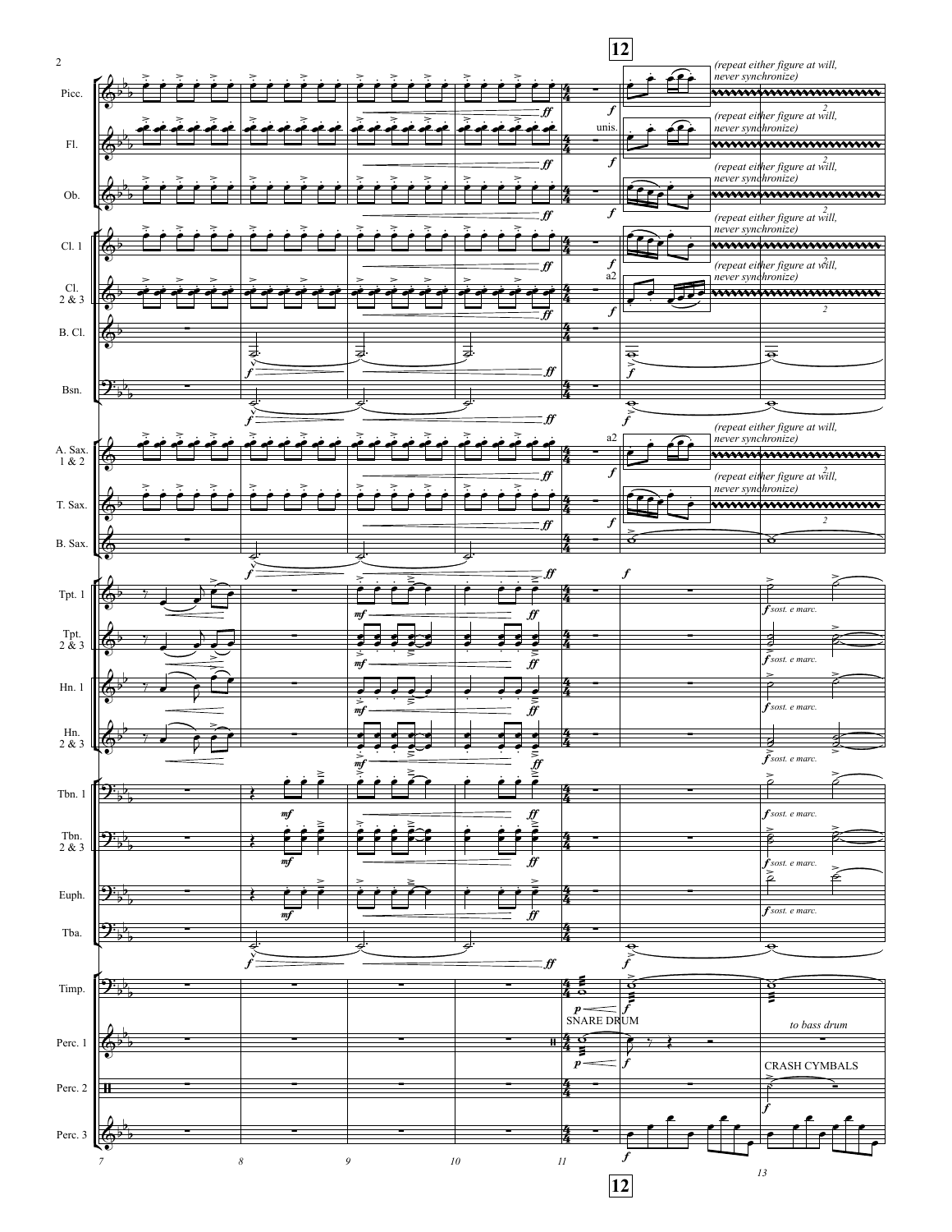**12**

Picc. — *(repeat either figure at will, never synchronize)* — *f*

Fl. — unis. — *(repeat either figure at will, never synchronize)* — *ff* — *f*

Ob. — *(repeat either figure at will, never synchronize)* — *ff* — *f*

Cl. 1 — *(repeat either figure at will, never synchronize)* — *ff* — *f*

Cl. 2 & 3 — a2 — *(repeat either figure at will, never synchronize)* — *ff* — *f*

B. Cl. — *f* — *ff* — *f*

Bsn. — *f* — *ff* — *f*

A. Sax. 1 & 2 — a2 — *(repeat either figure at will, never synchronize)* — *ff* — *f*

T. Sax. — *(repeat either figure at will, never synchronize)* — *ff* — *f*

B. Sax. — *f* — *ff* — *f*

Tpt. 1 — *mf* — *ff* — *f sost. e marc.*

Tpt. 2 & 3 — *mf* — *ff* — *f sost. e marc.*

Hn. 1 — *mf* — *ff* — *f sost. e marc.*

Hn. 2 & 3 — *mf* — *ff* — *f sost. e marc.*

Tbn. 1 — *mf* — *ff* — *f sost. e marc.*

Tbn. 2 & 3 — *mf* — *ff* — *f sost. e marc.*

Euph. — *mf* — *ff* — *f sost. e marc.*

Tba. — *f* — *ff* — *f*

Timp. — *p* — *f*

Perc. 1 — SNARE DRUM — *p* — *f* — *to bass drum*

Perc. 2 — CRASH CYMBALS — *f*

Perc. 3 — *f*

7 8 9 10 11 12 13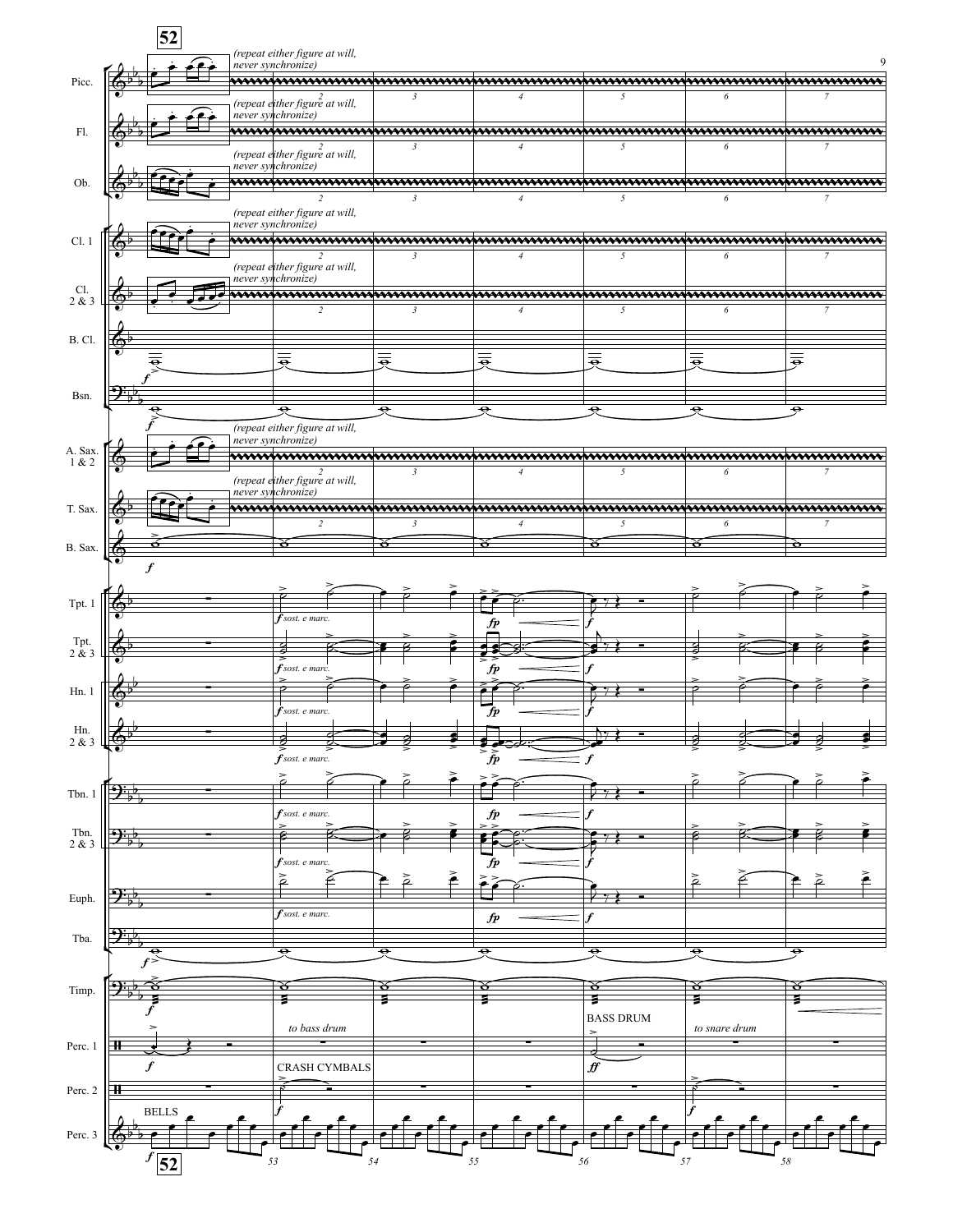**52**

*(repeat either figure at will, never synchronize)*

Picc.
Fl.
Ob.
Cl. 1
Cl. 2 & 3
B. Cl.
Bsn.
A. Sax. 1 & 2
T. Sax.
B. Sax.
Tpt. 1
Tpt. 2 & 3
Hn. 1
Hn. 2 & 3
Tbn. 1
Tbn. 2 & 3
Euph.
Tba.
Timp.
Perc. 1
Perc. 2
Perc. 3

*f sost. e marc.*

*to bass drum*

BASS DRUM

*to snare drum*

CRASH CYMBALS

BELLS

53 54 55 56 57 58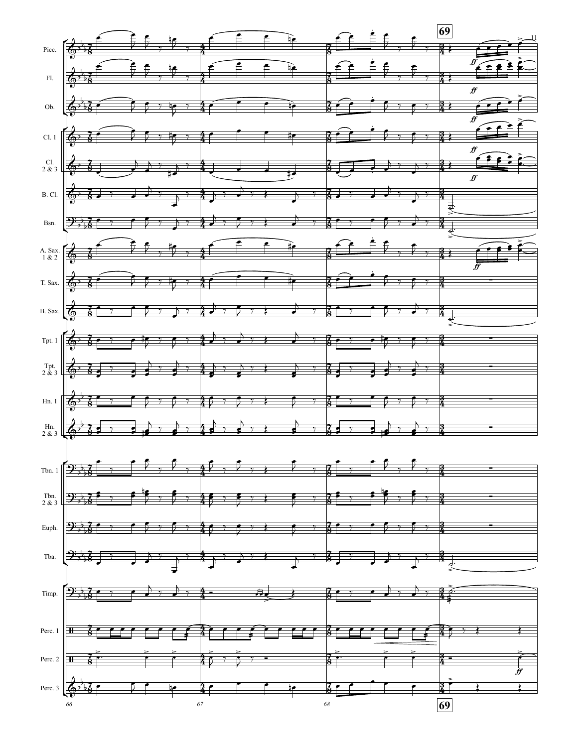**69**

Picc.

Fl.

Ob.

Cl. 1

Cl. 2 & 3

B. Cl.

Bsn.

A. Sax. 1 & 2

T. Sax.

B. Sax.

Tpt. 1

Tpt. 2 & 3

Hn. 1

Hn. 2 & 3

Tbn. 1

Tbn. 2 & 3

Euph.

Tba.

Timp.

Perc. 1

Perc. 2

Perc. 3

*ff*

66 67 68

**69**